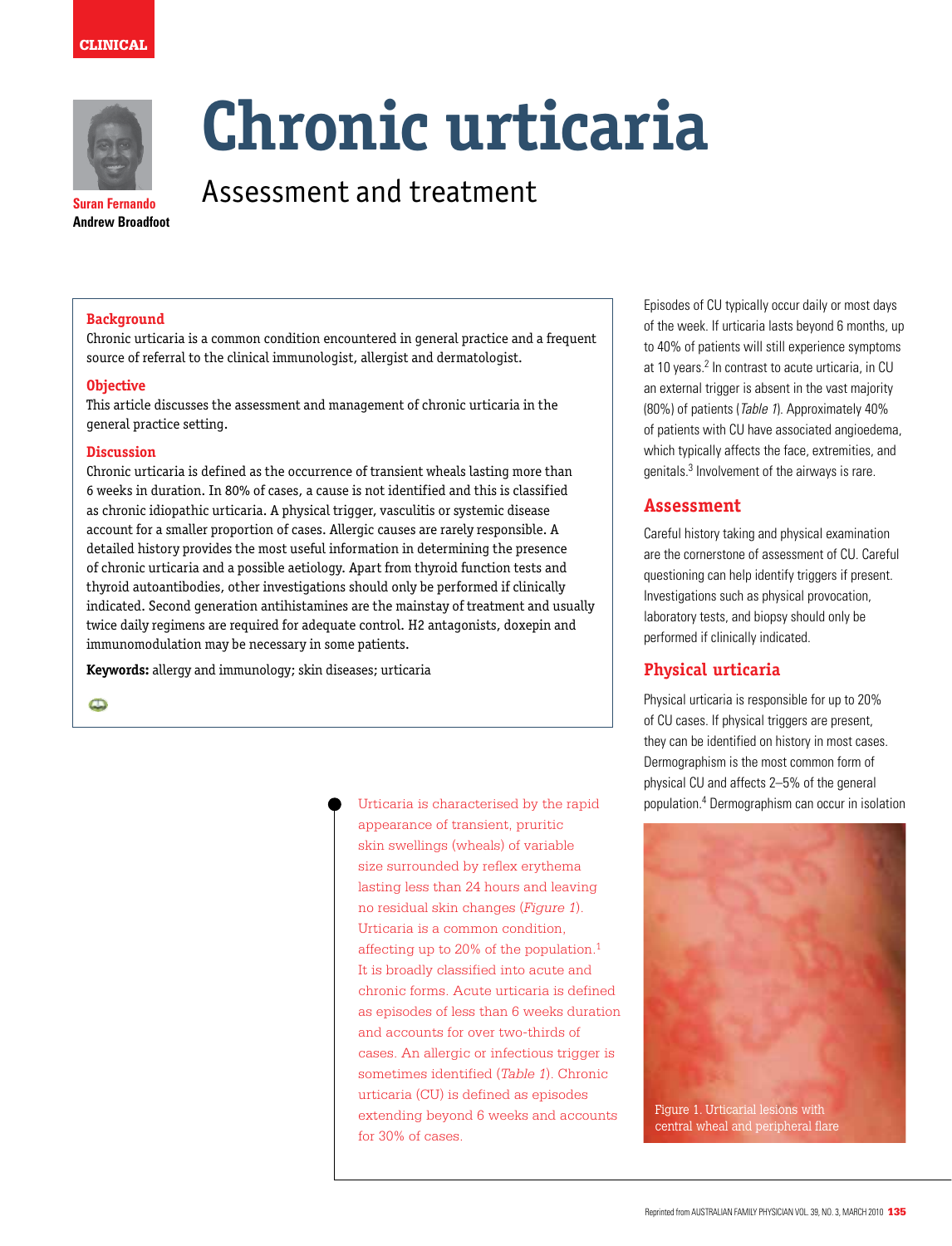CLINICAL

# Chronic urticaria

## Assessment and treatment

**Suran Fernando**
**Andrew Broadfoot**

### Background

Chronic urticaria is a common condition encountered in general practice and a frequent source of referral to the clinical immunologist, allergist and dermatologist.

### Objective

This article discusses the assessment and management of chronic urticaria in the general practice setting.

### Discussion

Chronic urticaria is defined as the occurrence of transient wheals lasting more than 6 weeks in duration. In 80% of cases, a cause is not identified and this is classified as chronic idiopathic urticaria. A physical trigger, vasculitis or systemic disease account for a smaller proportion of cases. Allergic causes are rarely responsible. A detailed history provides the most useful information in determining the presence of chronic urticaria and a possible aetiology. Apart from thyroid function tests and thyroid autoantibodies, other investigations should only be performed if clinically indicated. Second generation antihistamines are the mainstay of treatment and usually twice daily regimens are required for adequate control. H2 antagonists, doxepin and immunomodulation may be necessary in some patients.

**Keywords:** allergy and immunology; skin diseases; urticaria

Urticaria is characterised by the rapid appearance of transient, pruritic skin swellings (wheals) of variable size surrounded by reflex erythema lasting less than 24 hours and leaving no residual skin changes (*Figure 1*). Urticaria is a common condition, affecting up to 20% of the population.[1] It is broadly classified into acute and chronic forms. Acute urticaria is defined as episodes of less than 6 weeks duration and accounts for over two-thirds of cases. An allergic or infectious trigger is sometimes identified (*Table 1*). Chronic urticaria (CU) is defined as episodes extending beyond 6 weeks and accounts for 30% of cases.

Episodes of CU typically occur daily or most days of the week. If urticaria lasts beyond 6 months, up to 40% of patients will still experience symptoms at 10 years.[2] In contrast to acute urticaria, in CU an external trigger is absent in the vast majority (80%) of patients (*Table 1*). Approximately 40% of patients with CU have associated angioedema, which typically affects the face, extremities, and genitals.[3] Involvement of the airways is rare.

## Assessment

Careful history taking and physical examination are the cornerstone of assessment of CU. Careful questioning can help identify triggers if present. Investigations such as physical provocation, laboratory tests, and biopsy should only be performed if clinically indicated.

## Physical urticaria

Physical urticaria is responsible for up to 20% of CU cases. If physical triggers are present, they can be identified on history in most cases. Dermographism is the most common form of physical CU and affects 2–5% of the general population.[4] Dermographism can occur in isolation

Figure 1. Urticarial lesions with central wheal and peripheral flare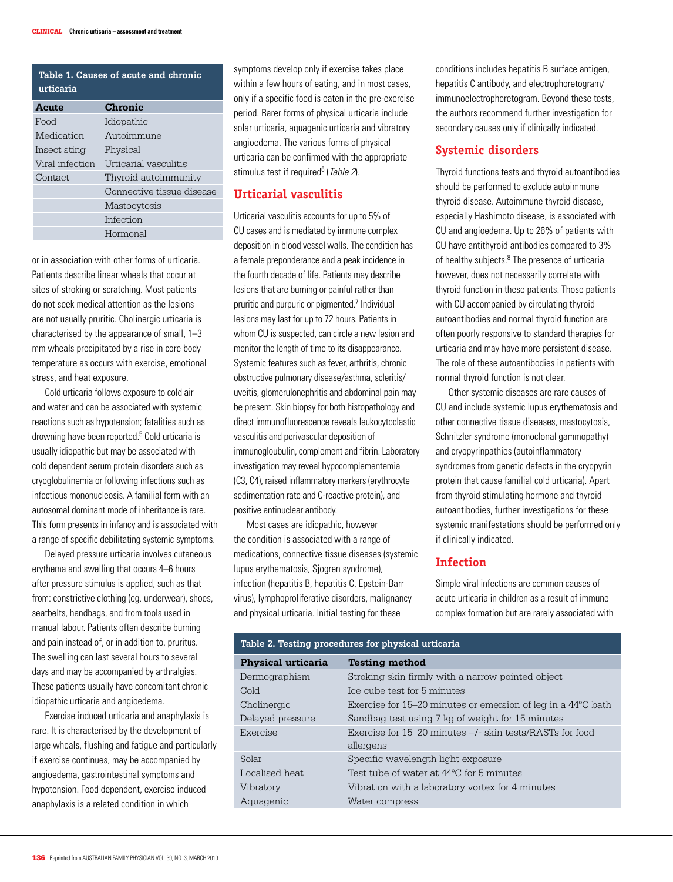**Table 1. Causes of acute and chronic urticaria**

| Acute | Chronic |
|---|---|
| Food | Idiopathic |
| Medication | Autoimmune |
| Insect sting | Physical |
| Viral infection | Urticarial vasculitis |
| Contact | Thyroid autoimmunity |
| | Connective tissue disease |
| | Mastocytosis |
| | Infection |
| | Hormonal |

or in association with other forms of urticaria. Patients describe linear wheals that occur at sites of stroking or scratching. Most patients do not seek medical attention as the lesions are not usually pruritic. Cholinergic urticaria is characterised by the appearance of small, 1–3 mm wheals precipitated by a rise in core body temperature as occurs with exercise, emotional stress, and heat exposure.

Cold urticaria follows exposure to cold air and water and can be associated with systemic reactions such as hypotension; fatalities such as drowning have been reported.[5] Cold urticaria is usually idiopathic but may be associated with cold dependent serum protein disorders such as cryoglobulinemia or following infections such as infectious mononucleosis. A familial form with an autosomal dominant mode of inheritance is rare. This form presents in infancy and is associated with a range of specific debilitating systemic symptoms.

Delayed pressure urticaria involves cutaneous erythema and swelling that occurs 4–6 hours after pressure stimulus is applied, such as that from: constrictive clothing (eg. underwear), shoes, seatbelts, handbags, and from tools used in manual labour. Patients often describe burning and pain instead of, or in addition to, pruritus. The swelling can last several hours to several days and may be accompanied by arthralgias. These patients usually have concomitant chronic idiopathic urticaria and angioedema.

Exercise induced urticaria and anaphylaxis is rare. It is characterised by the development of large wheals, flushing and fatigue and particularly if exercise continues, may be accompanied by angioedema, gastrointestinal symptoms and hypotension. Food dependent, exercise induced anaphylaxis is a related condition in which symptoms develop only if exercise takes place within a few hours of eating, and in most cases, only if a specific food is eaten in the pre-exercise period. Rarer forms of physical urticaria include solar urticaria, aquagenic urticaria and vibratory angioedema. The various forms of physical urticaria can be confirmed with the appropriate stimulus test if required[6] (*Table 2*).

## Urticarial vasculitis

Urticarial vasculitis accounts for up to 5% of CU cases and is mediated by immune complex deposition in blood vessel walls. The condition has a female preponderance and a peak incidence in the fourth decade of life. Patients may describe lesions that are burning or painful rather than pruritic and purpuric or pigmented.[7] Individual lesions may last for up to 72 hours. Patients in whom CU is suspected, can circle a new lesion and monitor the length of time to its disappearance. Systemic features such as fever, arthritis, chronic obstructive pulmonary disease/asthma, scleritis/uveitis, glomerulonephritis and abdominal pain may be present. Skin biopsy for both histopathology and direct immunofluorescence reveals leukocytoclastic vasculitis and perivascular deposition of immunoglobulin, complement and fibrin. Laboratory investigation may reveal hypocomplementemia (C3, C4), raised inflammatory markers (erythrocyte sedimentation rate and C-reactive protein), and positive antinuclear antibody.

Most cases are idiopathic, however the condition is associated with a range of medications, connective tissue diseases (systemic lupus erythematosis, Sjogren syndrome), infection (hepatitis B, hepatitis C, Epstein-Barr virus), lymphoproliferative disorders, malignancy and physical urticaria. Initial testing for these conditions includes hepatitis B surface antigen, hepatitis C antibody, and electrophoretogram/immunoelectrophoretogram. Beyond these tests, the authors recommend further investigation for secondary causes only if clinically indicated.

## Systemic disorders

Thyroid functions tests and thyroid autoantibodies should be performed to exclude autoimmune thyroid disease. Autoimmune thyroid disease, especially Hashimoto disease, is associated with CU and angioedema. Up to 26% of patients with CU have antithyroid antibodies compared to 3% of healthy subjects.[8] The presence of urticaria however, does not necessarily correlate with thyroid function in these patients. Those patients with CU accompanied by circulating thyroid autoantibodies and normal thyroid function are often poorly responsive to standard therapies for urticaria and may have more persistent disease. The role of these autoantibodies in patients with normal thyroid function is not clear.

Other systemic diseases are rare causes of CU and include systemic lupus erythematosis and other connective tissue diseases, mastocytosis, Schnitzler syndrome (monoclonal gammopathy) and cryopyrinpathies (autoinflammatory syndromes from genetic defects in the cryopyrin protein that cause familial cold urticaria). Apart from thyroid stimulating hormone and thyroid autoantibodies, further investigations for these systemic manifestations should be performed only if clinically indicated.

## Infection

Simple viral infections are common causes of acute urticaria in children as a result of immune complex formation but are rarely associated with

**Table 2. Testing procedures for physical urticaria**

| Physical urticaria | Testing method |
|---|---|
| Dermographism | Stroking skin firmly with a narrow pointed object |
| Cold | Ice cube test for 5 minutes |
| Cholinergic | Exercise for 15–20 minutes or emersion of leg in a 44°C bath |
| Delayed pressure | Sandbag test using 7 kg of weight for 15 minutes |
| Exercise | Exercise for 15–20 minutes +/- skin tests/RASTs for food allergens |
| Solar | Specific wavelength light exposure |
| Localised heat | Test tube of water at 44°C for 5 minutes |
| Vibratory | Vibration with a laboratory vortex for 4 minutes |
| Aquagenic | Water compress |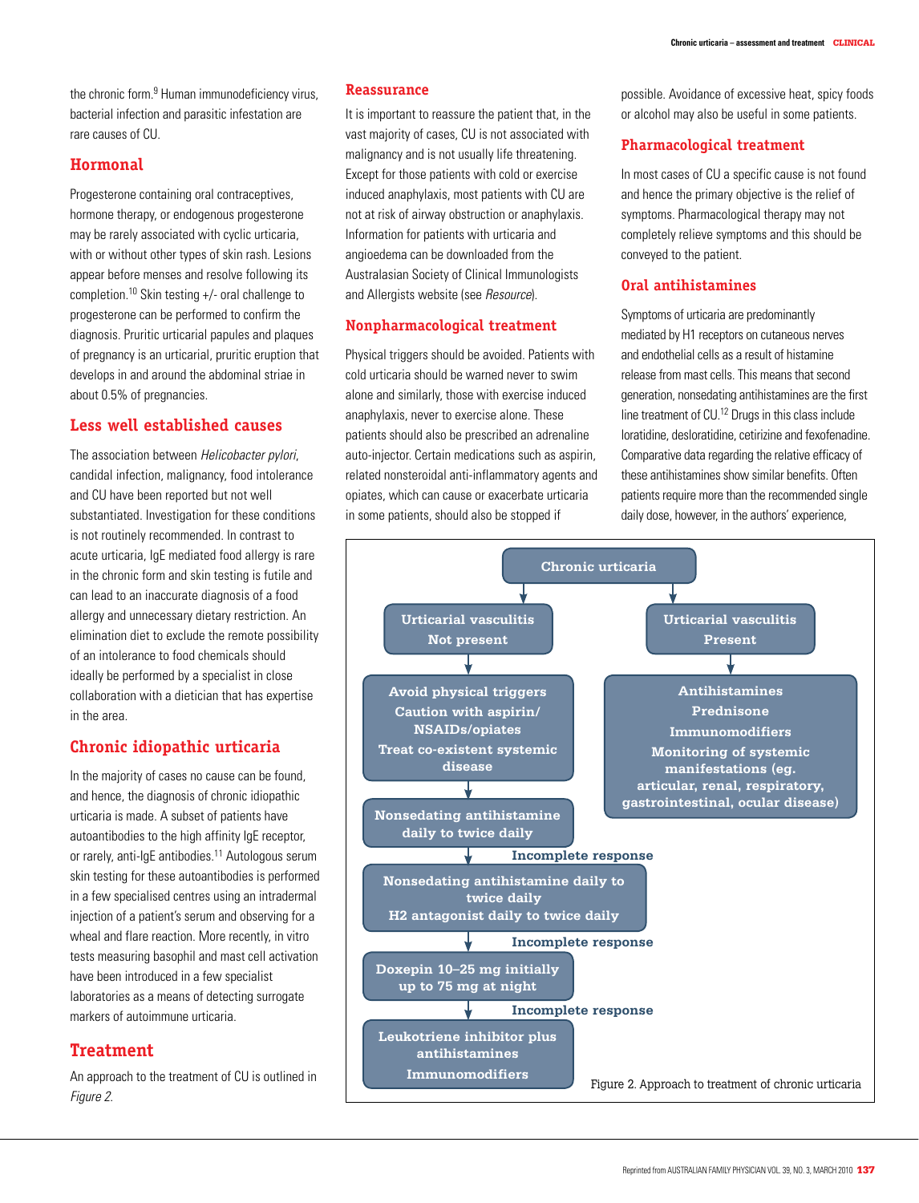the chronic form.[9] Human immunodeficiency virus, bacterial infection and parasitic infestation are rare causes of CU.

## Hormonal

Progesterone containing oral contraceptives, hormone therapy, or endogenous progesterone may be rarely associated with cyclic urticaria, with or without other types of skin rash. Lesions appear before menses and resolve following its completion.[10] Skin testing +/- oral challenge to progesterone can be performed to confirm the diagnosis. Pruritic urticarial papules and plaques of pregnancy is an urticarial, pruritic eruption that develops in and around the abdominal striae in about 0.5% of pregnancies.

## Less well established causes

The association between *Helicobacter pylori*, candidal infection, malignancy, food intolerance and CU have been reported but not well substantiated. Investigation for these conditions is not routinely recommended. In contrast to acute urticaria, IgE mediated food allergy is rare in the chronic form and skin testing is futile and can lead to an inaccurate diagnosis of a food allergy and unnecessary dietary restriction. An elimination diet to exclude the remote possibility of an intolerance to food chemicals should ideally be performed by a specialist in close collaboration with a dietician that has expertise in the area.

## Chronic idiopathic urticaria

In the majority of cases no cause can be found, and hence, the diagnosis of chronic idiopathic urticaria is made. A subset of patients have autoantibodies to the high affinity IgE receptor, or rarely, anti-IgE antibodies.[11] Autologous serum skin testing for these autoantibodies is performed in a few specialised centres using an intradermal injection of a patient's serum and observing for a wheal and flare reaction. More recently, in vitro tests measuring basophil and mast cell activation have been introduced in a few specialist laboratories as a means of detecting surrogate markers of autoimmune urticaria.

## Treatment

An approach to the treatment of CU is outlined in *Figure 2*.

## Reassurance

It is important to reassure the patient that, in the vast majority of cases, CU is not associated with malignancy and is not usually life threatening. Except for those patients with cold or exercise induced anaphylaxis, most patients with CU are not at risk of airway obstruction or anaphylaxis. Information for patients with urticaria and angioedema can be downloaded from the Australasian Society of Clinical Immunologists and Allergists website (see *Resource*).

## Nonpharmacological treatment

Physical triggers should be avoided. Patients with cold urticaria should be warned never to swim alone and similarly, those with exercise induced anaphylaxis, never to exercise alone. These patients should also be prescribed an adrenaline auto-injector. Certain medications such as aspirin, related nonsteroidal anti-inflammatory agents and opiates, which can cause or exacerbate urticaria in some patients, should also be stopped if possible. Avoidance of excessive heat, spicy foods or alcohol may also be useful in some patients.

## Pharmacological treatment

In most cases of CU a specific cause is not found and hence the primary objective is the relief of symptoms. Pharmacological therapy may not completely relieve symptoms and this should be conveyed to the patient.

## Oral antihistamines

Symptoms of urticaria are predominantly mediated by H1 receptors on cutaneous nerves and endothelial cells as a result of histamine release from mast cells. This means that second generation, nonsedating antihistamines are the first line treatment of CU.[12] Drugs in this class include loratidine, desloratidine, cetirizine and fexofenadine. Comparative data regarding the relative efficacy of these antihistamines show similar benefits. Often patients require more than the recommended single daily dose, however, in the authors' experience,

**Chronic urticaria**

- **Urticarial vasculitis Not present**
  - Avoid physical triggers; Caution with aspirin/NSAIDs/opiates; Treat co-existent systemic disease
  - ↓ Nonsedating antihistamine daily to twice daily
  - ↓ *Incomplete response*
  - Nonsedating antihistamine daily to twice daily; H2 antagonist daily to twice daily
  - ↓ *Incomplete response*
  - Doxepin 10–25 mg initially up to 75 mg at night
  - ↓ *Incomplete response*
  - Leukotriene inhibitor plus antihistamines; Immunomodifiers
- **Urticarial vasculitis Present**
  - Antihistamines; Prednisone; Immunomodifiers; Monitoring of systemic manifestations (eg. articular, renal, respiratory, gastrointestinal, ocular disease)

Figure 2. Approach to treatment of chronic urticaria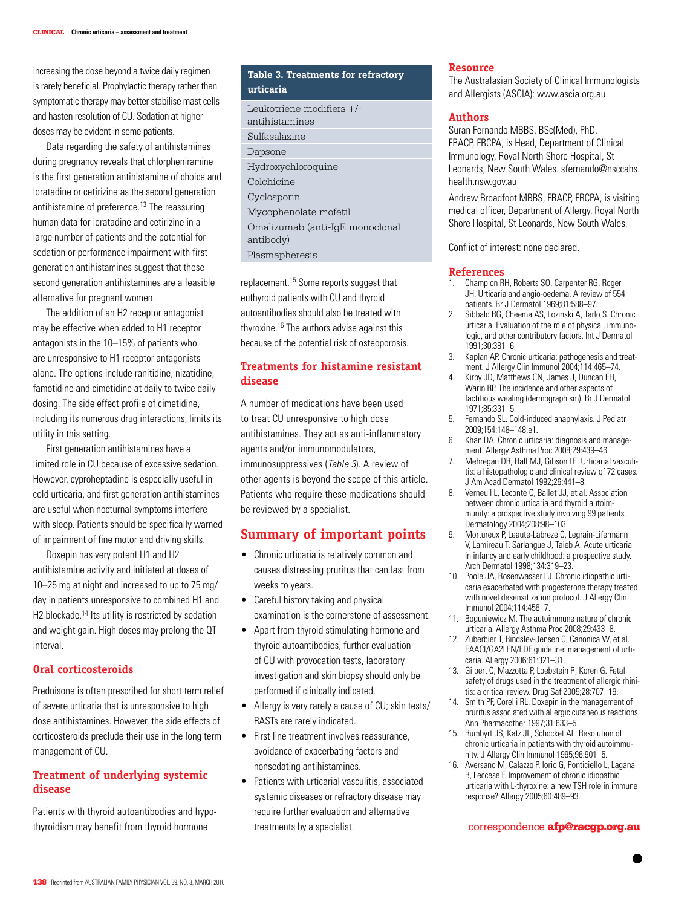increasing the dose beyond a twice daily regimen is rarely beneficial. Prophylactic therapy rather than symptomatic therapy may better stabilise mast cells and hasten resolution of CU. Sedation at higher doses may be evident in some patients.

Data regarding the safety of antihistamines during pregnancy reveals that chlorpheniramine is the first generation antihistamine of choice and loratadine or cetirizine as the second generation antihistamine of preference.[13] The reassuring human data for loratadine and cetirizine in a large number of patients and the potential for sedation or performance impairment with first generation antihistamines suggest that these second generation antihistamines are a feasible alternative for pregnant women.

The addition of an H2 receptor antagonist may be effective when added to H1 receptor antagonists in the 10–15% of patients who are unresponsive to H1 receptor antagonists alone. The options include ranitidine, nizatidine, famotidine and cimetidine at daily to twice daily dosing. The side effect profile of cimetidine, including its numerous drug interactions, limits its utility in this setting.

First generation antihistamines have a limited role in CU because of excessive sedation. However, cyproheptadine is especially useful in cold urticaria, and first generation antihistamines are useful when nocturnal symptoms interfere with sleep. Patients should be specifically warned of impairment of fine motor and driving skills.

Doxepin has very potent H1 and H2 antihistamine activity and initiated at doses of 10–25 mg at night and increased to up to 75 mg/day in patients unresponsive to combined H1 and H2 blockade.[14] Its utility is restricted by sedation and weight gain. High doses may prolong the QT interval.

## Oral corticosteroids

Prednisone is often prescribed for short term relief of severe urticaria that is unresponsive to high dose antihistamines. However, the side effects of corticosteroids preclude their use in the long term management of CU.

## Treatment of underlying systemic disease

Patients with thyroid autoantibodies and hypothyroidism may benefit from thyroid hormone replacement.[15] Some reports suggest that euthyroid patients with CU and thyroid autoantibodies should also be treated with thyroxine.[16] The authors advise against this because of the potential risk of osteoporosis.

| Table 3. Treatments for refractory urticaria |
|---|
| Leukotriene modifiers +/- antihistamines |
| Sulfasalazine |
| Dapsone |
| Hydroxychloroquine |
| Colchicine |
| Cyclosporin |
| Mycophenolate mofetil |
| Omalizumab (anti-IgE monoclonal antibody) |
| Plasmapheresis |

## Treatments for histamine resistant disease

A number of medications have been used to treat CU unresponsive to high dose antihistamines. They act as anti-inflammatory agents and/or immunomodulators, immunosuppressives (*Table 3*). A review of other agents is beyond the scope of this article. Patients who require these medications should be reviewed by a specialist.

## Summary of important points

- Chronic urticaria is relatively common and causes distressing pruritus that can last from weeks to years.
- Careful history taking and physical examination is the cornerstone of assessment.
- Apart from thyroid stimulating hormone and thyroid autoantibodies, further evaluation of CU with provocation tests, laboratory investigation and skin biopsy should only be performed if clinically indicated.
- Allergy is very rarely a cause of CU; skin tests/RASTs are rarely indicated.
- First line treatment involves reassurance, avoidance of exacerbating factors and nonsedating antihistamines.
- Patients with urticarial vasculitis, associated systemic diseases or refractory disease may require further evaluation and alternative treatments by a specialist.

## Resource

The Australasian Society of Clinical Immunologists and Allergists (ASCIA): www.ascia.org.au.

## Authors

Suran Fernando MBBS, BSc(Med), PhD, FRACP, FRCPA, is Head, Department of Clinical Immunology, Royal North Shore Hospital, St Leonards, New South Wales. sfernando@nsccahs.health.nsw.gov.au

Andrew Broadfoot MBBS, FRACP, FRCPA, is visiting medical officer, Department of Allergy, Royal North Shore Hospital, St Leonards, New South Wales.

Conflict of interest: none declared.

## References

1. Champion RH, Roberts SO, Carpenter RG, Roger JH. Urticaria and angio-oedema. A review of 554 patients. Br J Dermatol 1969;81:588–97.
2. Sibbald RG, Cheema AS, Lozinski A, Tarlo S. Chronic urticaria. Evaluation of the role of physical, immunologic, and other contributory factors. Int J Dermatol 1991;30:381–6.
3. Kaplan AP. Chronic urticaria: pathogenesis and treatment. J Allergy Clin Immunol 2004;114:465–74.
4. Kirby JD, Matthews CN, James J, Duncan EH, Warin RP. The incidence and other aspects of factitious wealing (dermographism). Br J Dermatol 1971;85:331–5.
5. Fernando SL. Cold-induced anaphylaxis. J Pediatr 2009;154:148–148.e1.
6. Khan DA. Chronic urticaria: diagnosis and management. Allergy Asthma Proc 2008;29:439–46.
7. Mehregan DR, Hall MJ, Gibson LE. Urticarial vasculitis: a histopathologic and clinical review of 72 cases. J Am Acad Dermatol 1992;26:441–8.
8. Verneuil L, Leconte C, Ballet JJ, et al. Association between chronic urticaria and thyroid autoimmunity: a prospective study involving 99 patients. Dermatology 2004;208:98–103.
9. Mortureux P, Leaute-Labreze C, Legrain-Lifermann V, Lamireau T, Sarlangue J, Taieb A. Acute urticaria in infancy and early childhood: a prospective study. Arch Dermatol 1998;134:319–23.
10. Poole JA, Rosenwasser LJ. Chronic idiopathic urticaria exacerbated with progesterone therapy treated with novel desensitization protocol. J Allergy Clin Immunol 2004;114:456–7.
11. Boguniewicz M. The autoimmune nature of chronic urticaria. Allergy Asthma Proc 2008;29:433–8.
12. Zuberbier T, Bindslev-Jensen C, Canonica W, et al. EAACI/GA2LEN/EDF guideline: management of urticaria. Allergy 2006;61:321–31.
13. Gilbert C, Mazzotta P, Loebstein R, Koren G. Fetal safety of drugs used in the treatment of allergic rhinitis: a critical review. Drug Saf 2005;28:707–19.
14. Smith PF, Corelli RL. Doxepin in the management of pruritus associated with allergic cutaneous reactions. Ann Pharmacother 1997;31:633–5.
15. Rumbyrt JS, Katz JL, Schocket AL. Resolution of chronic urticaria in patients with thyroid autoimmunity. J Allergy Clin Immunol 1995;96:901–5.
16. Aversano M, Calazzo P, Iorio G, Ponticiello L, Lagana B, Leccese F. Improvement of chronic idiopathic urticaria with L-thyroxine: a new TSH role in immune response? Allergy 2005;60:489–93.

correspondence **afp@racgp.org.au**